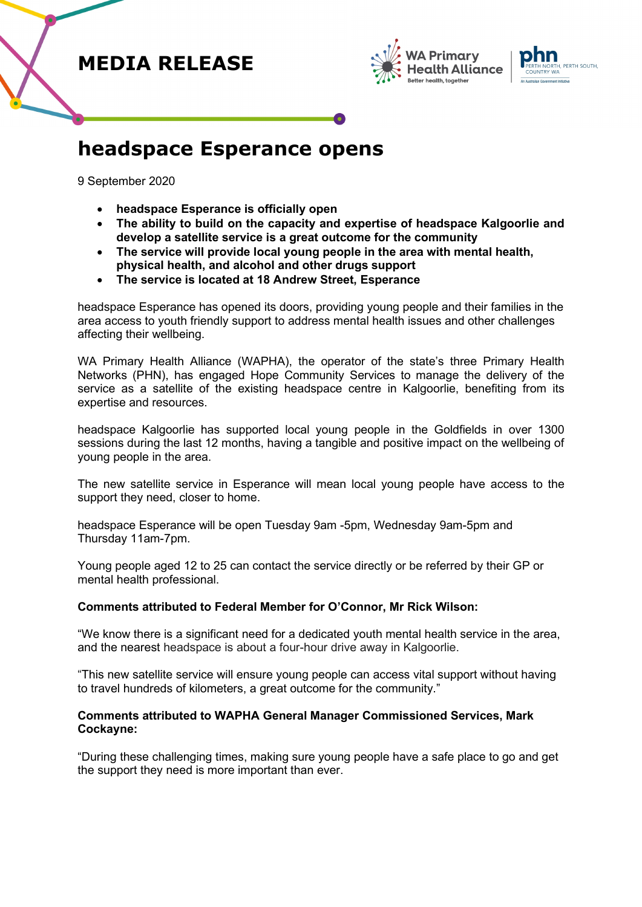# MEDIA RELEASE

## headspace Esperance opens

9 September 2020

- **headspace Esperance is officially open**
- **The ability to build on the capacity and expertise of headspace Kalgoorlie and develop a satellite service is a great outcome for the community**
- **The service will provide local young people in the area with mental health, physical health, and alcohol and other drugs support**
- **The service is located at 18 Andrew Street, Esperance**

headspace Esperance has opened its doors, providing young people and their families in the area access to youth friendly support to address mental health issues and other challenges affecting their wellbeing.

WA Primary Health Alliance (WAPHA), the operator of the state's three Primary Health Networks (PHN), has engaged Hope Community Services to manage the delivery of the service as a satellite of the existing headspace centre in Kalgoorlie, benefiting from its expertise and resources.

headspace Kalgoorlie has supported local young people in the Goldfields in over 1300 sessions during the last 12 months, having a tangible and positive impact on the wellbeing of young people in the area.

The new satellite service in Esperance will mean local young people have access to the support they need, closer to home.

headspace Esperance will be open Tuesday 9am -5pm, Wednesday 9am-5pm and Thursday 11am-7pm.

Young people aged 12 to 25 can contact the service directly or be referred by their GP or mental health professional.

**Comments attributed to Federal Member for O'Connor, Mr Rick Wilson:**

"We know there is a significant need for a dedicated youth mental health service in the area, and the nearest headspace is about a four-hour drive away in Kalgoorlie.

"This new satellite service will ensure young people can access vital support without having to travel hundreds of kilometers, a great outcome for the community."

**Comments attributed to WAPHA General Manager Commissioned Services, Mark Cockayne:**

"During these challenging times, making sure young people have a safe place to go and get the support they need is more important than ever.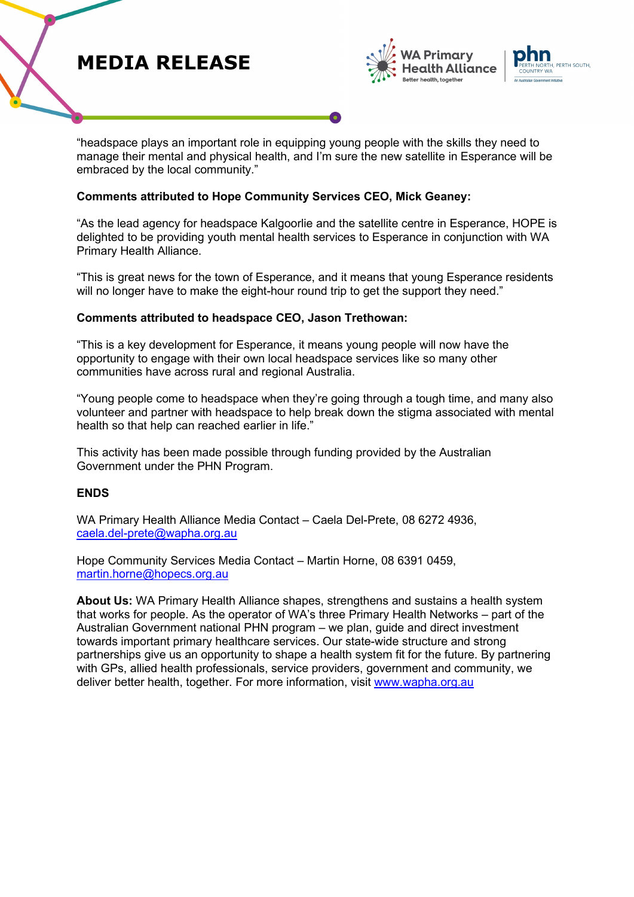# MEDIA RELEASE

"headspace plays an important role in equipping young people with the skills they need to manage their mental and physical health, and I'm sure the new satellite in Esperance will be embraced by the local community."

**Comments attributed to Hope Community Services CEO, Mick Geaney:**

"As the lead agency for headspace Kalgoorlie and the satellite centre in Esperance, HOPE is delighted to be providing youth mental health services to Esperance in conjunction with WA Primary Health Alliance.

"This is great news for the town of Esperance, and it means that young Esperance residents will no longer have to make the eight-hour round trip to get the support they need."

**Comments attributed to headspace CEO, Jason Trethowan:**

"This is a key development for Esperance, it means young people will now have the opportunity to engage with their own local headspace services like so many other communities have across rural and regional Australia.

"Young people come to headspace when they're going through a tough time, and many also volunteer and partner with headspace to help break down the stigma associated with mental health so that help can reached earlier in life."

This activity has been made possible through funding provided by the Australian Government under the PHN Program.

**ENDS**

WA Primary Health Alliance Media Contact – Caela Del-Prete, 08 6272 4936, caela.del-prete@wapha.org.au

Hope Community Services Media Contact – Martin Horne, 08 6391 0459, martin.horne@hopecs.org.au

**About Us:** WA Primary Health Alliance shapes, strengthens and sustains a health system that works for people. As the operator of WA's three Primary Health Networks – part of the Australian Government national PHN program – we plan, guide and direct investment towards important primary healthcare services. Our state-wide structure and strong partnerships give us an opportunity to shape a health system fit for the future. By partnering with GPs, allied health professionals, service providers, government and community, we deliver better health, together. For more information, visit www.wapha.org.au